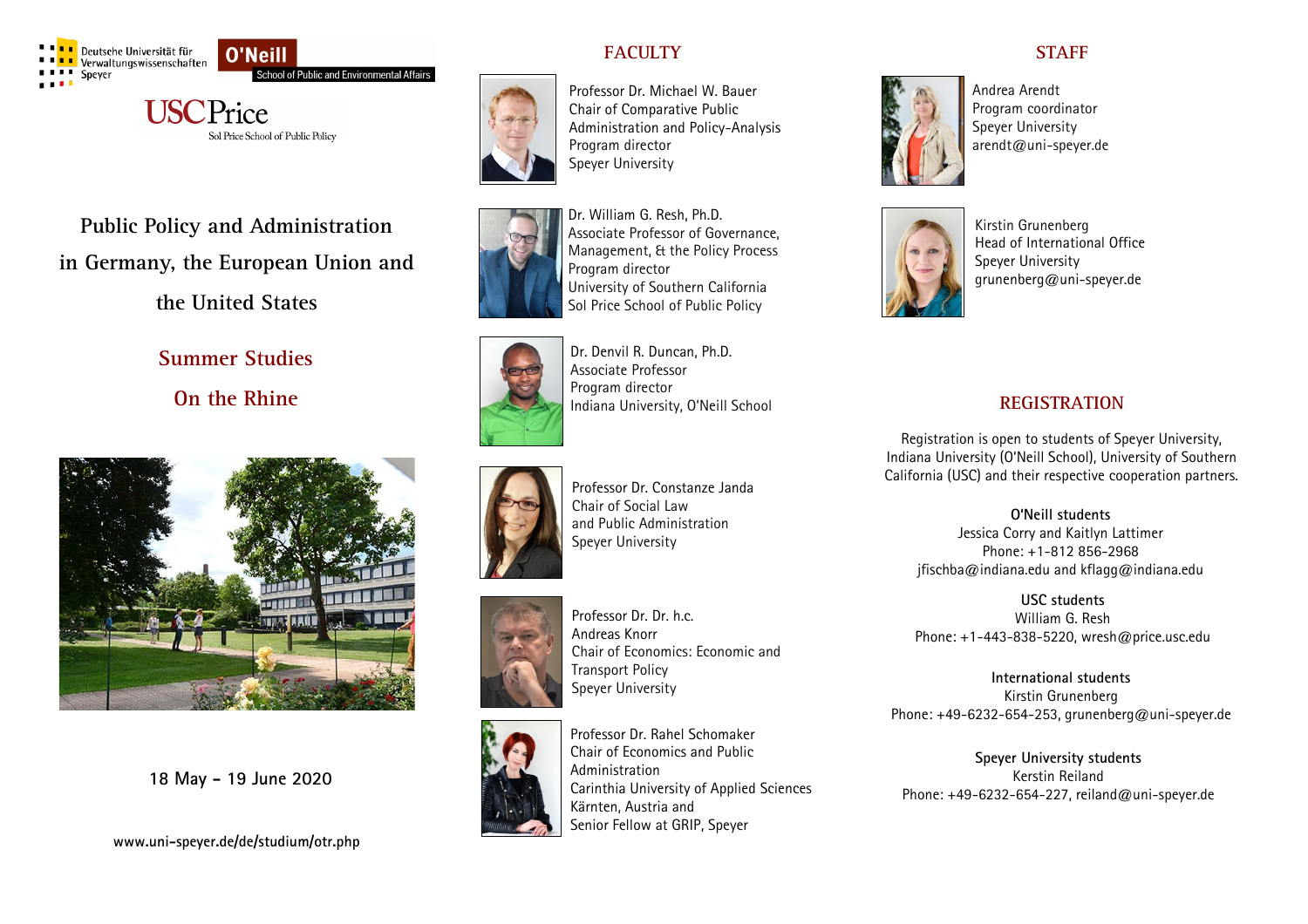Deutsche Universität für Verwaltungswissenschaften Speyer

O'Neill School of Public and Environmental Affairs

USC Price Sol Price School of Public Policy

# Public Policy and Administration in Germany, the European Union and the United States

## Summer Studies On the Rhine

**18 May – 19 June 2020**

**www.uni-speyer.de/de/studium/otr.php**

## FACULTY

Professor Dr. Michael W. Bauer
Chair of Comparative Public Administration and Policy-Analysis
Program director
Speyer University

Dr. William G. Resh, Ph.D.
Associate Professor of Governance, Management, & the Policy Process
Program director
University of Southern California
Sol Price School of Public Policy

Dr. Denvil R. Duncan, Ph.D.
Associate Professor
Program director
Indiana University, O'Neill School

Professor Dr. Constanze Janda
Chair of Social Law and Public Administration
Speyer University

Professor Dr. Dr. h.c. Andreas Knorr
Chair of Economics: Economic and Transport Policy
Speyer University

Professor Dr. Rahel Schomaker
Chair of Economics and Public Administration
Carinthia University of Applied Sciences Kärnten, Austria and
Senior Fellow at GRIP, Speyer

## STAFF

Andrea Arendt
Program coordinator
Speyer University
arendt@uni-speyer.de

Kirstin Grunenberg
Head of International Office
Speyer University
grunenberg@uni-speyer.de

## REGISTRATION

Registration is open to students of Speyer University, Indiana University (O'Neill School), University of Southern California (USC) and their respective cooperation partners.

**O'Neill students**
Jessica Corry and Kaitlyn Lattimer
Phone: +1-812 856-2968
jfischba@indiana.edu and kflagg@indiana.edu

**USC students**
William G. Resh
Phone: +1-443-838-5220, wresh@price.usc.edu

**International students**
Kirstin Grunenberg
Phone: +49-6232-654-253, grunenberg@uni-speyer.de

**Speyer University students**
Kerstin Reiland
Phone: +49-6232-654-227, reiland@uni-speyer.de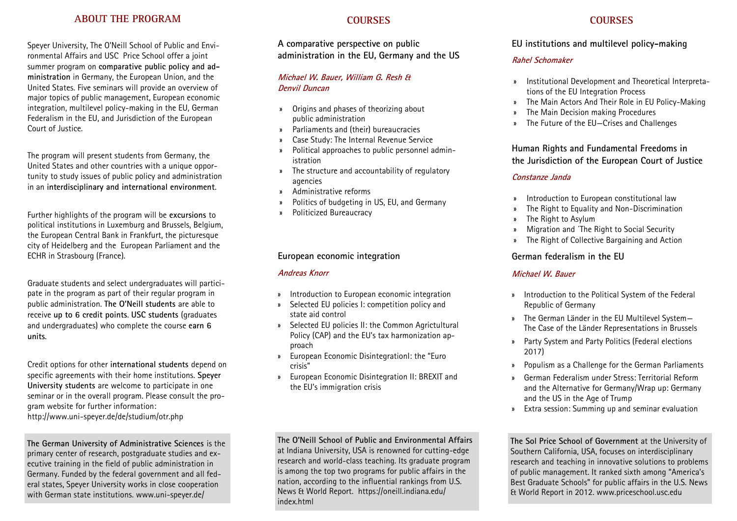## ABOUT THE PROGRAM

Speyer University, The O'Neill School of Public and Environmental Affairs and USC Price School offer a joint summer program on **comparative public policy and administration** in Germany, the European Union, and the United States. Five seminars will provide an overview of major topics of public management, European economic integration, multilevel policy-making in the EU, German Federalism in the EU, and Jurisdiction of the European Court of Justice.

The program will present students from Germany, the United States and other countries with a unique opportunity to study issues of public policy and administration in an **interdisciplinary and international environment**.

Further highlights of the program will be **excursions** to political institutions in Luxemburg and Brussels, Belgium, the European Central Bank in Frankfurt, the picturesque city of Heidelberg and the European Parliament and the ECHR in Strasbourg (France).

Graduate students and select undergraduates will participate in the program as part of their regular program in public administration. **The O'Neill students** are able to receive **up to 6 credit points**. **USC students** (graduates and undergraduates) who complete the course **earn 6 units**.

Credit options for other **international students** depend on specific agreements with their home institutions. **Speyer University students** are welcome to participate in one seminar or in the overall program. Please consult the program website for further information:
http://www.uni-speyer.de/de/studium/otr.php

**The German University of Administrative Sciences** is the primary center of research, postgraduate studies and executive training in the field of public administration in Germany. Funded by the federal government and all federal states, Speyer University works in close cooperation with German state institutions. www.uni-speyer.de/

## COURSES

### A comparative perspective on public administration in the EU, Germany and the US

*Michael W. Bauer, William G. Resh & Denvil Duncan*

- Origins and phases of theorizing about public administration
- Parliaments and (their) bureaucracies
- Case Study: The Internal Revenue Service
- Political approaches to public personnel administration
- The structure and accountability of regulatory agencies
- Administrative reforms
- Politics of budgeting in US, EU, and Germany
- Politicized Bureaucracy

### European economic integration

*Andreas Knorr*

- Introduction to European economic integration
- Selected EU policies I: competition policy and state aid control
- Selected EU policies II: the Common Agrictultural Policy (CAP) and the EU's tax harmonization approach
- European Economic DisintegrationI: the "Euro crisis"
- European Economic Disintegration II: BREXIT and the EU's immigration crisis

**The O'Neill School of Public and Environmental Affairs** at Indiana University, USA is renowned for cutting-edge research and world-class teaching. Its graduate program is among the top two programs for public affairs in the nation, according to the influential rankings from U.S. News & World Report. https://oneill.indiana.edu/index.html

## COURSES

### EU institutions and multilevel policy-making

*Rahel Schomaker*

- Institutional Development and Theoretical Interpretations of the EU Integration Process
- The Main Actors And Their Role in EU Policy-Making
- The Main Decision making Procedures
- The Future of the EU—Crises and Challenges

### Human Rights and Fundamental Freedoms in the Jurisdiction of the European Court of Justice

*Constanze Janda*

- Introduction to European constitutional law
- The Right to Equality and Non-Discrimination
- The Right to Asylum
- Migration and ´The Right to Social Security
- The Right of Collective Bargaining and Action

### German federalism in the EU

*Michael W. Bauer*

- Introduction to the Political System of the Federal Republic of Germany
- The German Länder in the EU Multilevel System—The Case of the Länder Representations in Brussels
- Party System and Party Politics (Federal elections 2017)
- Populism as a Challenge for the German Parliaments
- German Federalism under Stress: Territorial Reform and the Alternative for Germany/Wrap up: Germany and the US in the Age of Trump
- Extra session: Summing up and seminar evaluation

**The Sol Price School of Government** at the University of Southern California, USA, focuses on interdisciplinary research and teaching in innovative solutions to problems of public management. It ranked sixth among "America's Best Graduate Schools" for public affairs in the U.S. News & World Report in 2012. www.priceschool.usc.edu